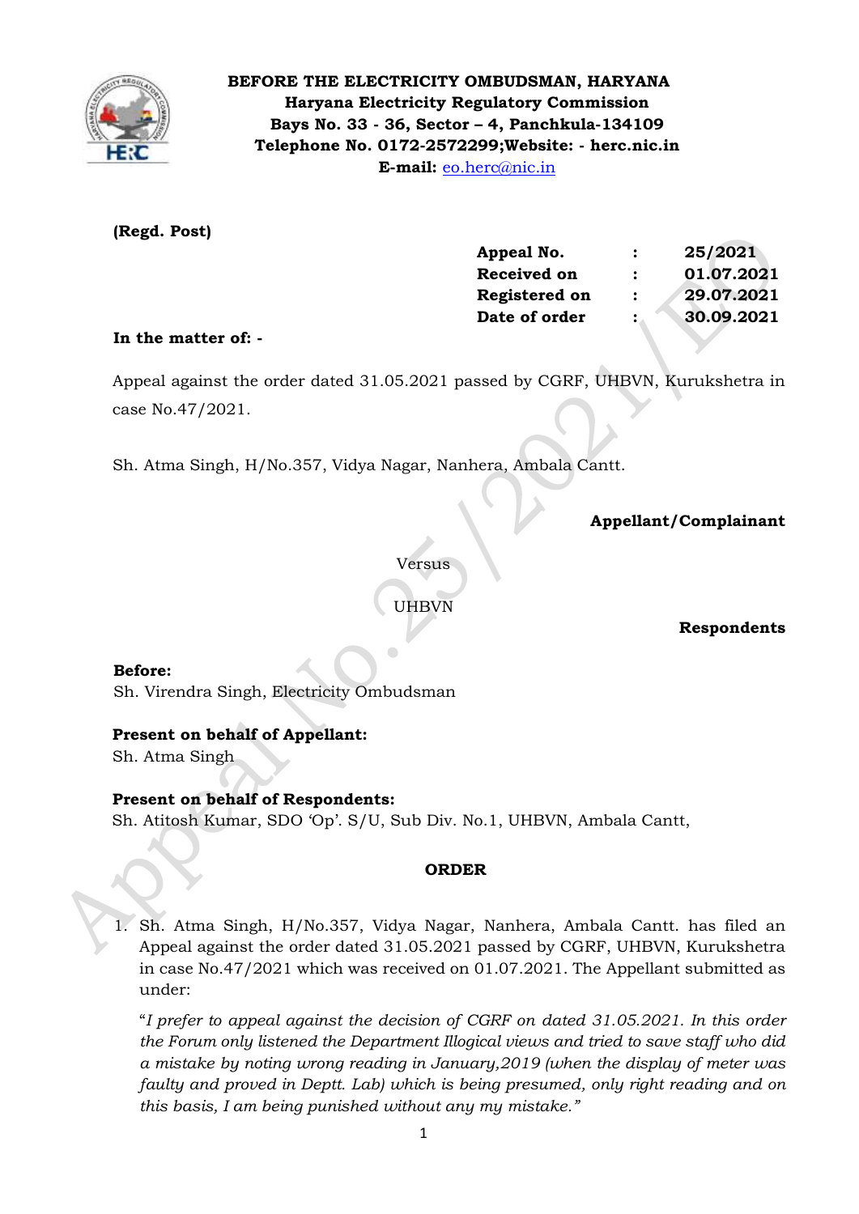**BEFORE THE ELECTRICITY OMBUDSMAN, HARYANA**
**Haryana Electricity Regulatory Commission**
**Bays No. 33 - 36, Sector – 4, Panchkula-134109**
**Telephone No. 0172-2572299;Website: - herc.nic.in**
**E-mail:** eo.herc@nic.in

**(Regd. Post)**

| | | |
|---|---|---|
| **Appeal No.** | **:** | **25/2021** |
| **Received on** | **:** | **01.07.2021** |
| **Registered on** | **:** | **29.07.2021** |
| **Date of order** | **:** | **30.09.2021** |

**In the matter of: -**

Appeal against the order dated 31.05.2021 passed by CGRF, UHBVN, Kurukshetra in case No.47/2021.

Sh. Atma Singh, H/No.357, Vidya Nagar, Nanhera, Ambala Cantt.

**Appellant/Complainant**

Versus

UHBVN

**Respondents**

**Before:**
Sh. Virendra Singh, Electricity Ombudsman

**Present on behalf of Appellant:**
Sh. Atma Singh

**Present on behalf of Respondents:**
Sh. Atitosh Kumar, SDO 'Op'. S/U, Sub Div. No.1, UHBVN, Ambala Cantt,

**ORDER**

1. Sh. Atma Singh, H/No.357, Vidya Nagar, Nanhera, Ambala Cantt. has filed an Appeal against the order dated 31.05.2021 passed by CGRF, UHBVN, Kurukshetra in case No.47/2021 which was received on 01.07.2021. The Appellant submitted as under:

   "*I prefer to appeal against the decision of CGRF on dated 31.05.2021. In this order the Forum only listened the Department Illogical views and tried to save staff who did a mistake by noting wrong reading in January,2019 (when the display of meter was faulty and proved in Deptt. Lab) which is being presumed, only right reading and on this basis, I am being punished without any my mistake.*"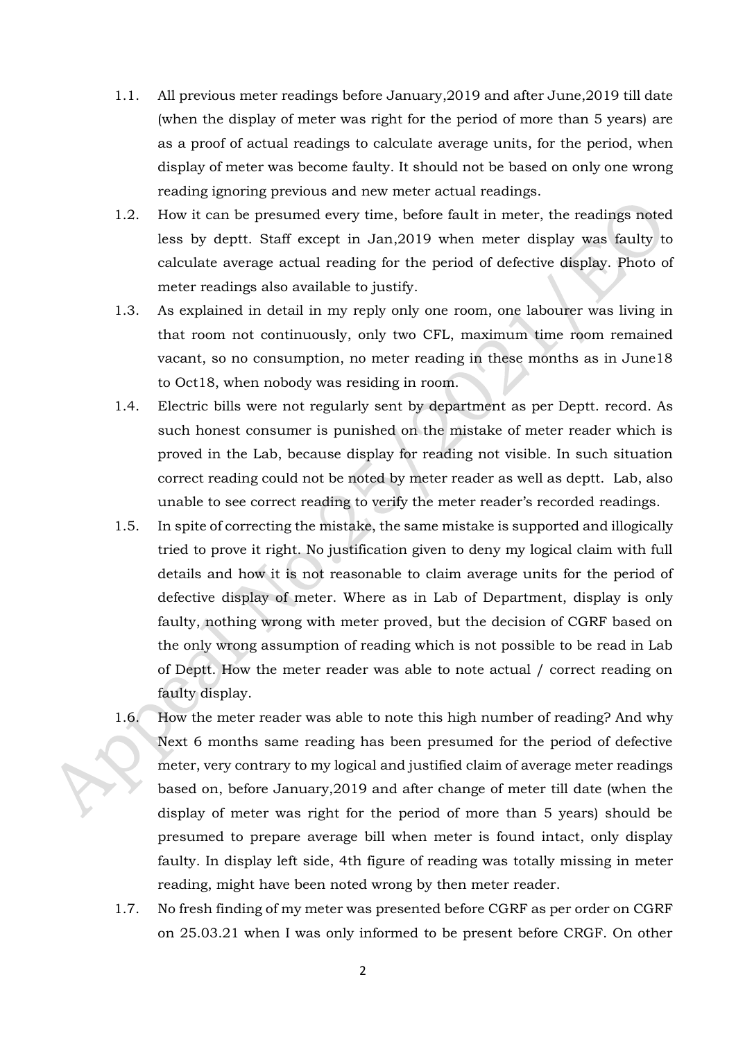1.1. All previous meter readings before January,2019 and after June,2019 till date (when the display of meter was right for the period of more than 5 years) are as a proof of actual readings to calculate average units, for the period, when display of meter was become faulty. It should not be based on only one wrong reading ignoring previous and new meter actual readings.

1.2. How it can be presumed every time, before fault in meter, the readings noted less by deptt. Staff except in Jan,2019 when meter display was faulty to calculate average actual reading for the period of defective display. Photo of meter readings also available to justify.

1.3. As explained in detail in my reply only one room, one labourer was living in that room not continuously, only two CFL, maximum time room remained vacant, so no consumption, no meter reading in these months as in June18 to Oct18, when nobody was residing in room.

1.4. Electric bills were not regularly sent by department as per Deptt. record. As such honest consumer is punished on the mistake of meter reader which is proved in the Lab, because display for reading not visible. In such situation correct reading could not be noted by meter reader as well as deptt. Lab, also unable to see correct reading to verify the meter reader's recorded readings.

1.5. In spite of correcting the mistake, the same mistake is supported and illogically tried to prove it right. No justification given to deny my logical claim with full details and how it is not reasonable to claim average units for the period of defective display of meter. Where as in Lab of Department, display is only faulty, nothing wrong with meter proved, but the decision of CGRF based on the only wrong assumption of reading which is not possible to be read in Lab of Deptt. How the meter reader was able to note actual / correct reading on faulty display.

1.6. How the meter reader was able to note this high number of reading? And why Next 6 months same reading has been presumed for the period of defective meter, very contrary to my logical and justified claim of average meter readings based on, before January,2019 and after change of meter till date (when the display of meter was right for the period of more than 5 years) should be presumed to prepare average bill when meter is found intact, only display faulty. In display left side, 4th figure of reading was totally missing in meter reading, might have been noted wrong by then meter reader.

1.7. No fresh finding of my meter was presented before CGRF as per order on CGRF on 25.03.21 when I was only informed to be present before CRGF. On other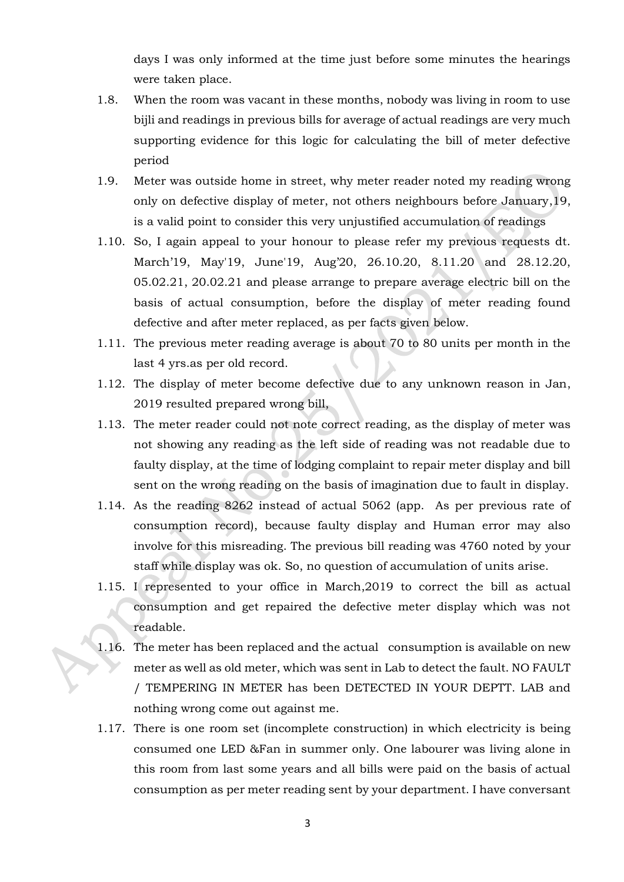days I was only informed at the time just before some minutes the hearings were taken place.

1.8. When the room was vacant in these months, nobody was living in room to use bijli and readings in previous bills for average of actual readings are very much supporting evidence for this logic for calculating the bill of meter defective period

1.9. Meter was outside home in street, why meter reader noted my reading wrong only on defective display of meter, not others neighbours before January,19, is a valid point to consider this very unjustified accumulation of readings

1.10. So, I again appeal to your honour to please refer my previous requests dt. March'19, May'19, June'19, Aug'20, 26.10.20, 8.11.20 and 28.12.20, 05.02.21, 20.02.21 and please arrange to prepare average electric bill on the basis of actual consumption, before the display of meter reading found defective and after meter replaced, as per facts given below.

1.11. The previous meter reading average is about 70 to 80 units per month in the last 4 yrs.as per old record.

1.12. The display of meter become defective due to any unknown reason in Jan, 2019 resulted prepared wrong bill,

1.13. The meter reader could not note correct reading, as the display of meter was not showing any reading as the left side of reading was not readable due to faulty display, at the time of lodging complaint to repair meter display and bill sent on the wrong reading on the basis of imagination due to fault in display.

1.14. As the reading 8262 instead of actual 5062 (app. As per previous rate of consumption record), because faulty display and Human error may also involve for this misreading. The previous bill reading was 4760 noted by your staff while display was ok. So, no question of accumulation of units arise.

1.15. I represented to your office in March,2019 to correct the bill as actual consumption and get repaired the defective meter display which was not readable.

1.16. The meter has been replaced and the actual consumption is available on new meter as well as old meter, which was sent in Lab to detect the fault. NO FAULT / TEMPERING IN METER has been DETECTED IN YOUR DEPTT. LAB and nothing wrong come out against me.

1.17. There is one room set (incomplete construction) in which electricity is being consumed one LED &Fan in summer only. One labourer was living alone in this room from last some years and all bills were paid on the basis of actual consumption as per meter reading sent by your department. I have conversant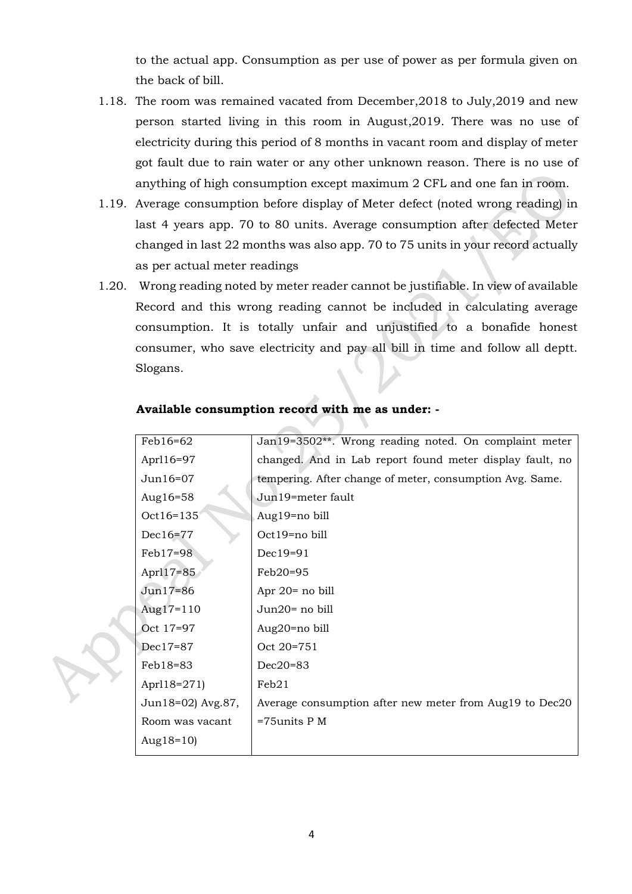to the actual app. Consumption as per use of power as per formula given on the back of bill.

1.18. The room was remained vacated from December,2018 to July,2019 and new person started living in this room in August,2019. There was no use of electricity during this period of 8 months in vacant room and display of meter got fault due to rain water or any other unknown reason. There is no use of anything of high consumption except maximum 2 CFL and one fan in room.

1.19. Average consumption before display of Meter defect (noted wrong reading) in last 4 years app. 70 to 80 units. Average consumption after defected Meter changed in last 22 months was also app. 70 to 75 units in your record actually as per actual meter readings

1.20. Wrong reading noted by meter reader cannot be justifiable. In view of available Record and this wrong reading cannot be included in calculating average consumption. It is totally unfair and unjustified to a bonafide honest consumer, who save electricity and pay all bill in time and follow all deptt. Slogans.

**Available consumption record with me as under: -**

| | |
|---|---|
| Feb16=62 | Jan19=3502**. Wrong reading noted. On complaint meter |
| Aprl16=97 | changed. And in Lab report found meter display fault, no |
| Jun16=07 | tempering. After change of meter, consumption Avg. Same. |
| Aug16=58 | Jun19=meter fault |
| Oct16=135 | Aug19=no bill |
| Dec16=77 | Oct19=no bill |
| Feb17=98 | Dec19=91 |
| Aprl17=85 | Feb20=95 |
| Jun17=86 | Apr 20= no bill |
| Aug17=110 | Jun20= no bill |
| Oct 17=97 | Aug20=no bill |
| Dec17=87 | Oct 20=751 |
| Feb18=83 | Dec20=83 |
| Aprl18=271) | Feb21 |
| Jun18=02) Avg.87, | Average consumption after new meter from Aug19 to Dec20 |
| Room was vacant | =75units P M |
| Aug18=10) | |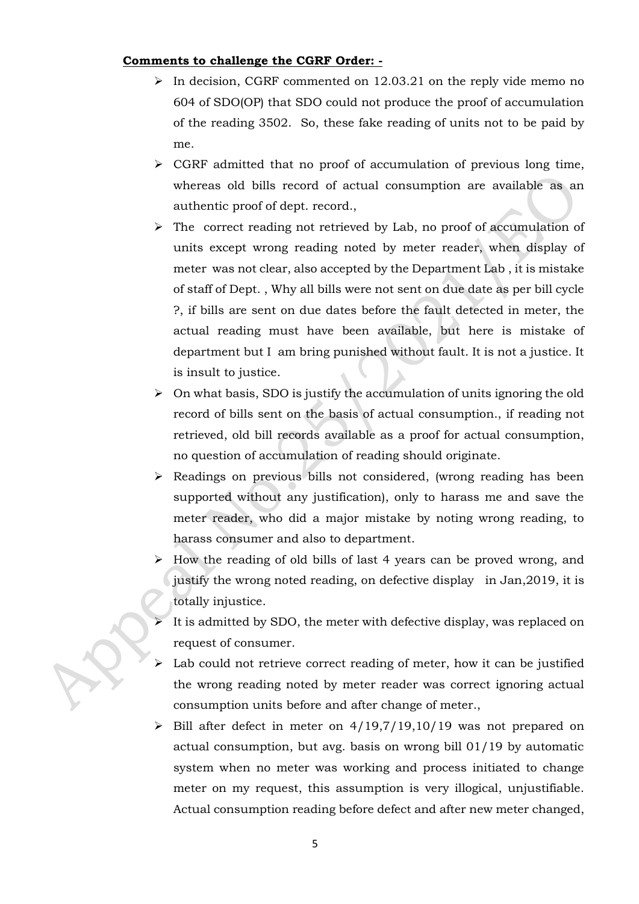**Comments to challenge the CGRF Order: -**

- In decision, CGRF commented on 12.03.21 on the reply vide memo no 604 of SDO(OP) that SDO could not produce the proof of accumulation of the reading 3502. So, these fake reading of units not to be paid by me.
- CGRF admitted that no proof of accumulation of previous long time, whereas old bills record of actual consumption are available as an authentic proof of dept. record.,
- The correct reading not retrieved by Lab, no proof of accumulation of units except wrong reading noted by meter reader, when display of meter was not clear, also accepted by the Department Lab , it is mistake of staff of Dept. , Why all bills were not sent on due date as per bill cycle ?, if bills are sent on due dates before the fault detected in meter, the actual reading must have been available, but here is mistake of department but I am bring punished without fault. It is not a justice. It is insult to justice.
- On what basis, SDO is justify the accumulation of units ignoring the old record of bills sent on the basis of actual consumption., if reading not retrieved, old bill records available as a proof for actual consumption, no question of accumulation of reading should originate.
- Readings on previous bills not considered, (wrong reading has been supported without any justification), only to harass me and save the meter reader, who did a major mistake by noting wrong reading, to harass consumer and also to department.
- How the reading of old bills of last 4 years can be proved wrong, and justify the wrong noted reading, on defective display in Jan,2019, it is totally injustice.
- It is admitted by SDO, the meter with defective display, was replaced on request of consumer.
- Lab could not retrieve correct reading of meter, how it can be justified the wrong reading noted by meter reader was correct ignoring actual consumption units before and after change of meter.,
- Bill after defect in meter on 4/19,7/19,10/19 was not prepared on actual consumption, but avg. basis on wrong bill 01/19 by automatic system when no meter was working and process initiated to change meter on my request, this assumption is very illogical, unjustifiable. Actual consumption reading before defect and after new meter changed,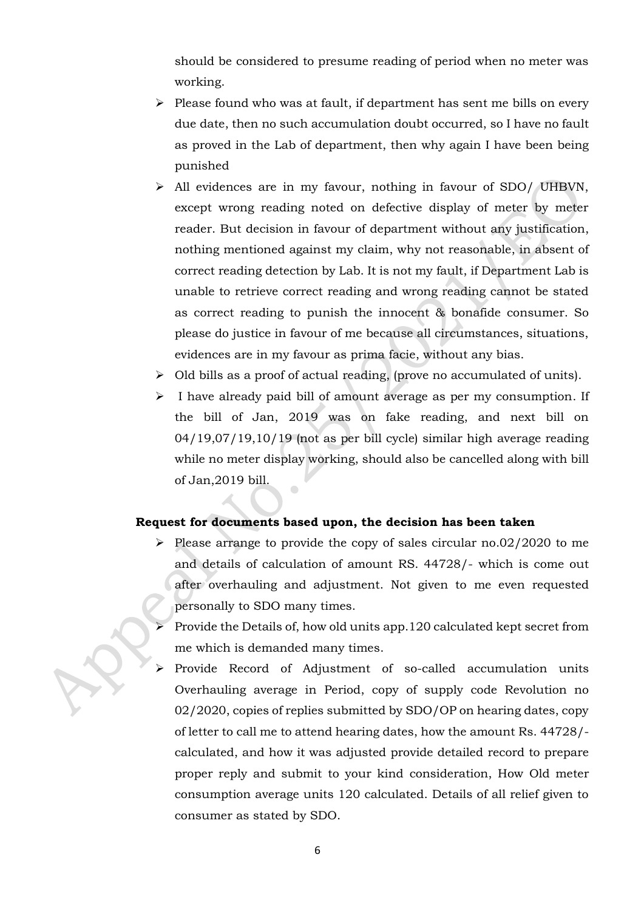should be considered to presume reading of period when no meter was working.

- Please found who was at fault, if department has sent me bills on every due date, then no such accumulation doubt occurred, so I have no fault as proved in the Lab of department, then why again I have been being punished
- All evidences are in my favour, nothing in favour of SDO/ UHBVN, except wrong reading noted on defective display of meter by meter reader. But decision in favour of department without any justification, nothing mentioned against my claim, why not reasonable, in absent of correct reading detection by Lab. It is not my fault, if Department Lab is unable to retrieve correct reading and wrong reading cannot be stated as correct reading to punish the innocent & bonafide consumer. So please do justice in favour of me because all circumstances, situations, evidences are in my favour as prima facie, without any bias.
- Old bills as a proof of actual reading, (prove no accumulated of units).
- I have already paid bill of amount average as per my consumption. If the bill of Jan, 2019 was on fake reading, and next bill on 04/19,07/19,10/19 (not as per bill cycle) similar high average reading while no meter display working, should also be cancelled along with bill of Jan,2019 bill.

**Request for documents based upon, the decision has been taken**

- Please arrange to provide the copy of sales circular no.02/2020 to me and details of calculation of amount RS. 44728/- which is come out after overhauling and adjustment. Not given to me even requested personally to SDO many times.
- Provide the Details of, how old units app.120 calculated kept secret from me which is demanded many times.
- Provide Record of Adjustment of so-called accumulation units Overhauling average in Period, copy of supply code Revolution no 02/2020, copies of replies submitted by SDO/OP on hearing dates, copy of letter to call me to attend hearing dates, how the amount Rs. 44728/- calculated, and how it was adjusted provide detailed record to prepare proper reply and submit to your kind consideration, How Old meter consumption average units 120 calculated. Details of all relief given to consumer as stated by SDO.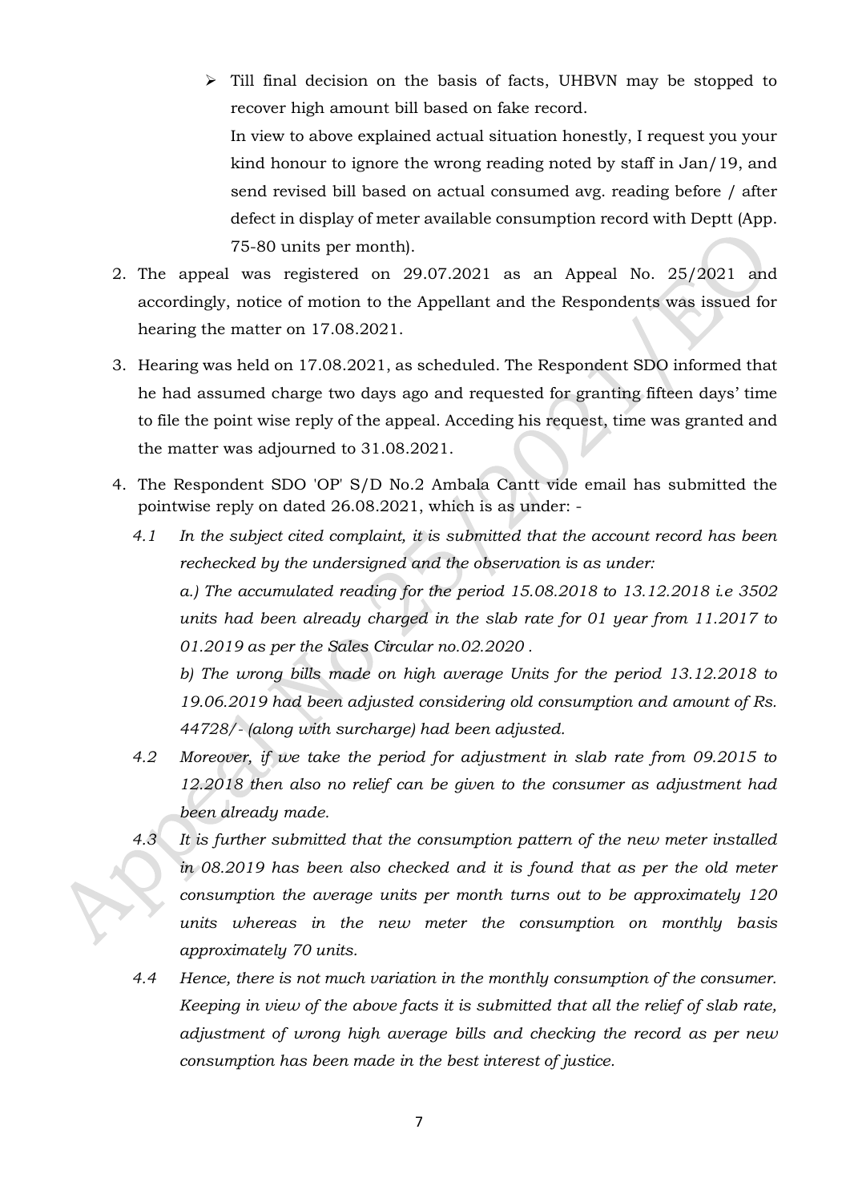- Till final decision on the basis of facts, UHBVN may be stopped to recover high amount bill based on fake record.

  In view to above explained actual situation honestly, I request you your kind honour to ignore the wrong reading noted by staff in Jan/19, and send revised bill based on actual consumed avg. reading before / after defect in display of meter available consumption record with Deptt (App. 75-80 units per month).

2. The appeal was registered on 29.07.2021 as an Appeal No. 25/2021 and accordingly, notice of motion to the Appellant and the Respondents was issued for hearing the matter on 17.08.2021.

3. Hearing was held on 17.08.2021, as scheduled. The Respondent SDO informed that he had assumed charge two days ago and requested for granting fifteen days' time to file the point wise reply of the appeal. Acceding his request, time was granted and the matter was adjourned to 31.08.2021.

4. The Respondent SDO 'OP' S/D No.2 Ambala Cantt vide email has submitted the pointwise reply on dated 26.08.2021, which is as under: -

   4.1 *In the subject cited complaint, it is submitted that the account record has been rechecked by the undersigned and the observation is as under:*

   *a.) The accumulated reading for the period 15.08.2018 to 13.12.2018 i.e 3502 units had been already charged in the slab rate for 01 year from 11.2017 to 01.2019 as per the Sales Circular no.02.2020 .*

   *b) The wrong bills made on high average Units for the period 13.12.2018 to 19.06.2019 had been adjusted considering old consumption and amount of Rs. 44728/- (along with surcharge) had been adjusted.*

   4.2 *Moreover, if we take the period for adjustment in slab rate from 09.2015 to 12.2018 then also no relief can be given to the consumer as adjustment had been already made.*

   4.3 *It is further submitted that the consumption pattern of the new meter installed in 08.2019 has been also checked and it is found that as per the old meter consumption the average units per month turns out to be approximately 120 units whereas in the new meter the consumption on monthly basis approximately 70 units.*

   4.4 *Hence, there is not much variation in the monthly consumption of the consumer. Keeping in view of the above facts it is submitted that all the relief of slab rate, adjustment of wrong high average bills and checking the record as per new consumption has been made in the best interest of justice.*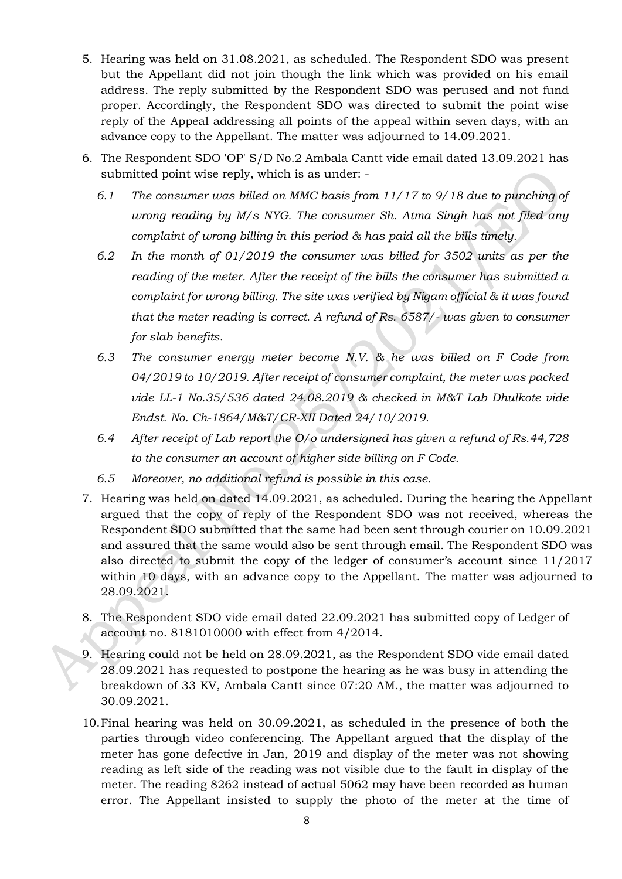5. Hearing was held on 31.08.2021, as scheduled. The Respondent SDO was present but the Appellant did not join though the link which was provided on his email address. The reply submitted by the Respondent SDO was perused and not fund proper. Accordingly, the Respondent SDO was directed to submit the point wise reply of the Appeal addressing all points of the appeal within seven days, with an advance copy to the Appellant. The matter was adjourned to 14.09.2021.

6. The Respondent SDO 'OP' S/D No.2 Ambala Cantt vide email dated 13.09.2021 has submitted point wise reply, which is as under: -

   6.1 *The consumer was billed on MMC basis from 11/17 to 9/18 due to punching of wrong reading by M/s NYG. The consumer Sh. Atma Singh has not filed any complaint of wrong billing in this period & has paid all the bills timely.*

   6.2 *In the month of 01/2019 the consumer was billed for 3502 units as per the reading of the meter. After the receipt of the bills the consumer has submitted a complaint for wrong billing. The site was verified by Nigam official & it was found that the meter reading is correct. A refund of Rs. 6587/- was given to consumer for slab benefits.*

   6.3 *The consumer energy meter become N.V. & he was billed on F Code from 04/2019 to 10/2019. After receipt of consumer complaint, the meter was packed vide LL-1 No.35/536 dated 24.08.2019 & checked in M&T Lab Dhulkote vide Endst. No. Ch-1864/M&T/CR-XII Dated 24/10/2019.*

   6.4 *After receipt of Lab report the O/o undersigned has given a refund of Rs.44,728 to the consumer an account of higher side billing on F Code.*

   6.5 *Moreover, no additional refund is possible in this case.*

7. Hearing was held on dated 14.09.2021, as scheduled. During the hearing the Appellant argued that the copy of reply of the Respondent SDO was not received, whereas the Respondent SDO submitted that the same had been sent through courier on 10.09.2021 and assured that the same would also be sent through email. The Respondent SDO was also directed to submit the copy of the ledger of consumer's account since 11/2017 within 10 days, with an advance copy to the Appellant. The matter was adjourned to 28.09.2021.

8. The Respondent SDO vide email dated 22.09.2021 has submitted copy of Ledger of account no. 8181010000 with effect from 4/2014.

9. Hearing could not be held on 28.09.2021, as the Respondent SDO vide email dated 28.09.2021 has requested to postpone the hearing as he was busy in attending the breakdown of 33 KV, Ambala Cantt since 07:20 AM., the matter was adjourned to 30.09.2021.

10. Final hearing was held on 30.09.2021, as scheduled in the presence of both the parties through video conferencing. The Appellant argued that the display of the meter has gone defective in Jan, 2019 and display of the meter was not showing reading as left side of the reading was not visible due to the fault in display of the meter. The reading 8262 instead of actual 5062 may have been recorded as human error. The Appellant insisted to supply the photo of the meter at the time of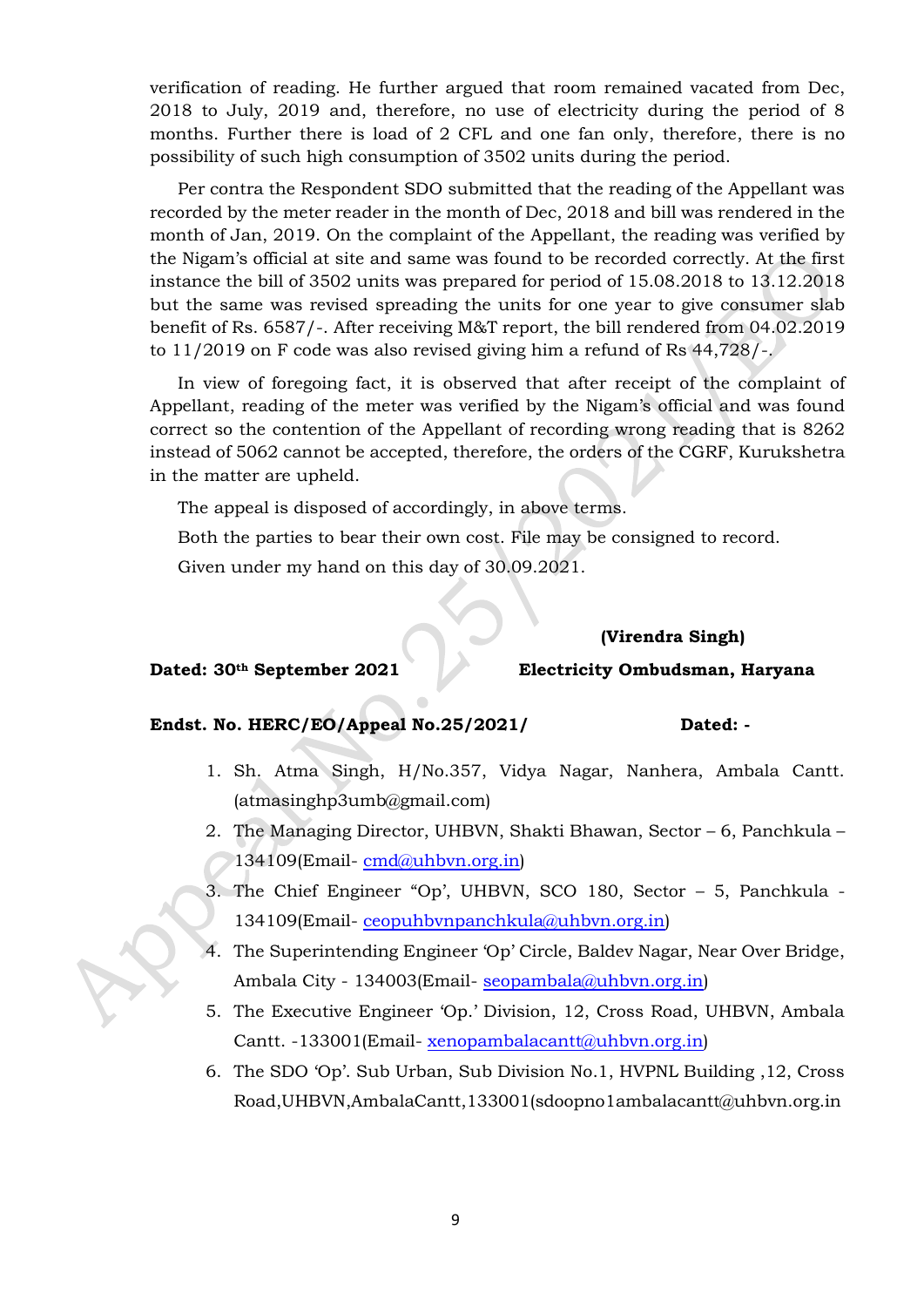verification of reading. He further argued that room remained vacated from Dec, 2018 to July, 2019 and, therefore, no use of electricity during the period of 8 months. Further there is load of 2 CFL and one fan only, therefore, there is no possibility of such high consumption of 3502 units during the period.

Per contra the Respondent SDO submitted that the reading of the Appellant was recorded by the meter reader in the month of Dec, 2018 and bill was rendered in the month of Jan, 2019. On the complaint of the Appellant, the reading was verified by the Nigam's official at site and same was found to be recorded correctly. At the first instance the bill of 3502 units was prepared for period of 15.08.2018 to 13.12.2018 but the same was revised spreading the units for one year to give consumer slab benefit of Rs. 6587/-. After receiving M&T report, the bill rendered from 04.02.2019 to 11/2019 on F code was also revised giving him a refund of Rs 44,728/-.

In view of foregoing fact, it is observed that after receipt of the complaint of Appellant, reading of the meter was verified by the Nigam's official and was found correct so the contention of the Appellant of recording wrong reading that is 8262 instead of 5062 cannot be accepted, therefore, the orders of the CGRF, Kurukshetra in the matter are upheld.

The appeal is disposed of accordingly, in above terms.

Both the parties to bear their own cost. File may be consigned to record.

Given under my hand on this day of 30.09.2021.

**(Virendra Singh)**

**Dated: 30th September 2021** **Electricity Ombudsman, Haryana**

**Endst. No. HERC/EO/Appeal No.25/2021/** **Dated: -**

1. Sh. Atma Singh, H/No.357, Vidya Nagar, Nanhera, Ambala Cantt. (atmasinghp3umb@gmail.com)
2. The Managing Director, UHBVN, Shakti Bhawan, Sector – 6, Panchkula – 134109(Email- cmd@uhbvn.org.in)
3. The Chief Engineer "Op', UHBVN, SCO 180, Sector – 5, Panchkula - 134109(Email- ceopuhbvnpanchkula@uhbvn.org.in)
4. The Superintending Engineer 'Op' Circle, Baldev Nagar, Near Over Bridge, Ambala City - 134003(Email- seopambala@uhbvn.org.in)
5. The Executive Engineer 'Op.' Division, 12, Cross Road, UHBVN, Ambala Cantt. -133001(Email- xenopambalacantt@uhbvn.org.in)
6. The SDO 'Op'. Sub Urban, Sub Division No.1, HVPNL Building ,12, Cross Road,UHBVN,AmbalaCantt,133001(sdoopno1ambalacantt@uhbvn.org.in